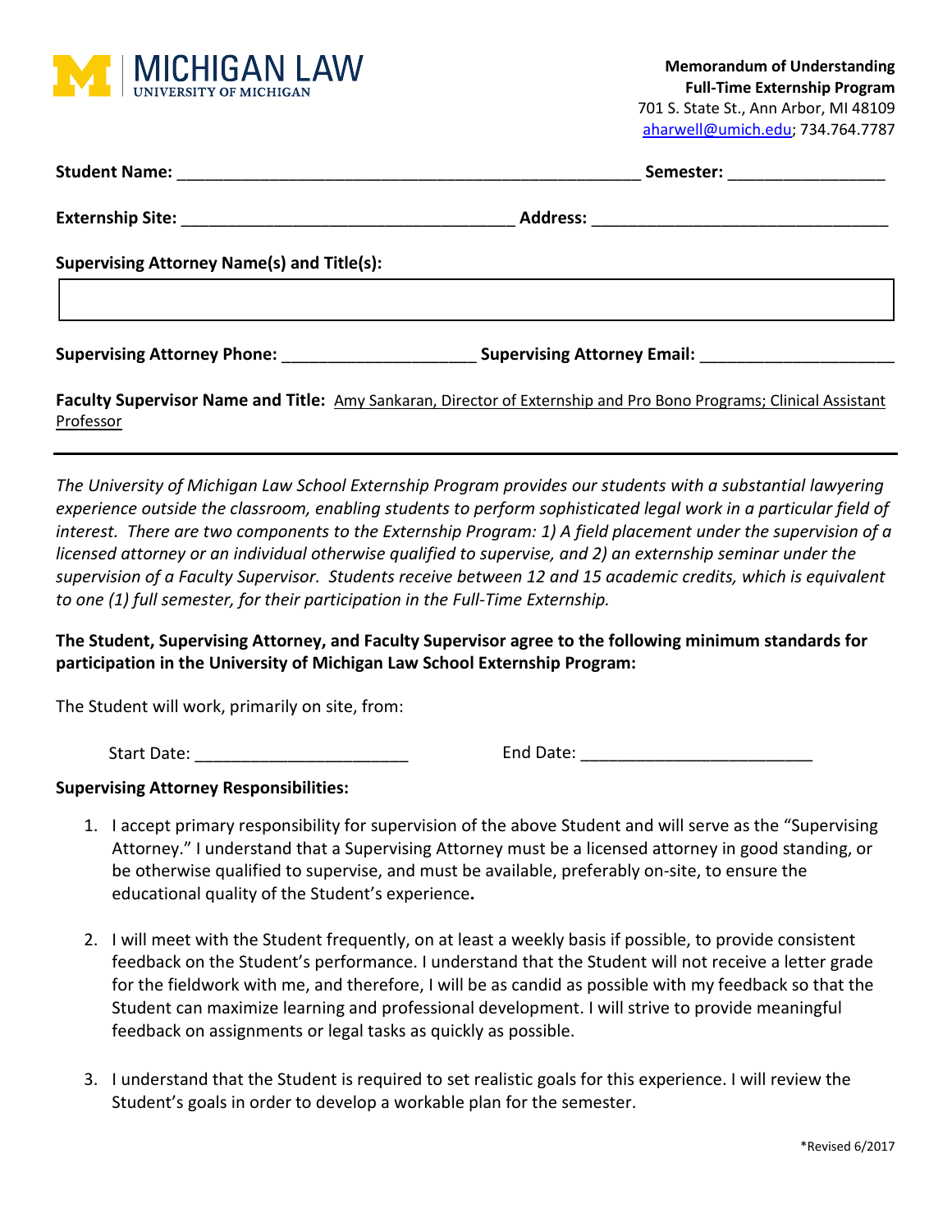MICHIGAN LAW
UNIVERSITY OF MICHIGAN

**Memorandum of Understanding**
**Full-Time Externship Program**
701 S. State St., Ann Arbor, MI 48109
aharwell@umich.edu; 734.764.7787

**Student Name:** ___________________________________________________ **Semester:** _________________

**Externship Site:** ____________________________________ **Address:** ________________________________

**Supervising Attorney Name(s) and Title(s):**

**Supervising Attorney Phone:** ____________________ **Supervising Attorney Email:** ____________________

**Faculty Supervisor Name and Title:** Amy Sankaran, Director of Externship and Pro Bono Programs; Clinical Assistant Professor

---

*The University of Michigan Law School Externship Program provides our students with a substantial lawyering experience outside the classroom, enabling students to perform sophisticated legal work in a particular field of interest. There are two components to the Externship Program: 1) A field placement under the supervision of a licensed attorney or an individual otherwise qualified to supervise, and 2) an externship seminar under the supervision of a Faculty Supervisor. Students receive between 12 and 15 academic credits, which is equivalent to one (1) full semester, for their participation in the Full-Time Externship.*

**The Student, Supervising Attorney, and Faculty Supervisor agree to the following minimum standards for participation in the University of Michigan Law School Externship Program:**

The Student will work, primarily on site, from:

Start Date: ______________________ End Date: ________________________

**Supervising Attorney Responsibilities:**

1. I accept primary responsibility for supervision of the above Student and will serve as the "Supervising Attorney." I understand that a Supervising Attorney must be a licensed attorney in good standing, or be otherwise qualified to supervise, and must be available, preferably on-site, to ensure the educational quality of the Student's experience.

2. I will meet with the Student frequently, on at least a weekly basis if possible, to provide consistent feedback on the Student's performance. I understand that the Student will not receive a letter grade for the fieldwork with me, and therefore, I will be as candid as possible with my feedback so that the Student can maximize learning and professional development. I will strive to provide meaningful feedback on assignments or legal tasks as quickly as possible.

3. I understand that the Student is required to set realistic goals for this experience. I will review the Student's goals in order to develop a workable plan for the semester.

*Revised 6/2017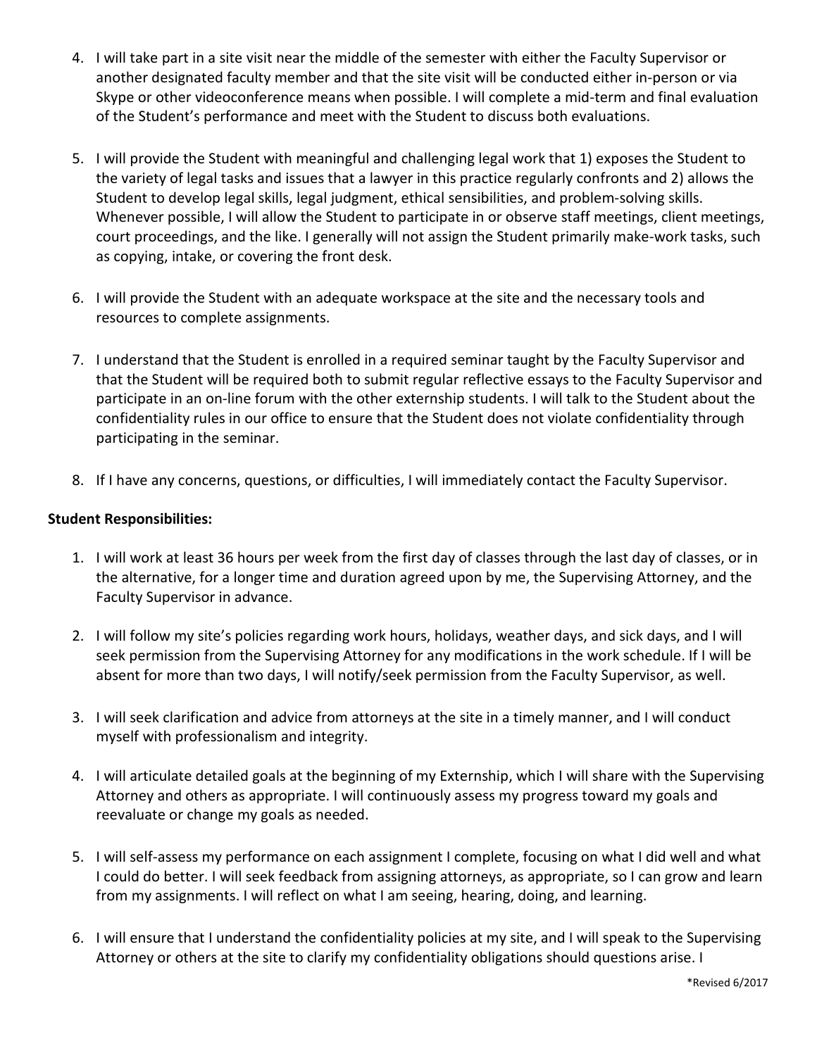4. I will take part in a site visit near the middle of the semester with either the Faculty Supervisor or another designated faculty member and that the site visit will be conducted either in-person or via Skype or other videoconference means when possible. I will complete a mid-term and final evaluation of the Student's performance and meet with the Student to discuss both evaluations.

5. I will provide the Student with meaningful and challenging legal work that 1) exposes the Student to the variety of legal tasks and issues that a lawyer in this practice regularly confronts and 2) allows the Student to develop legal skills, legal judgment, ethical sensibilities, and problem-solving skills. Whenever possible, I will allow the Student to participate in or observe staff meetings, client meetings, court proceedings, and the like. I generally will not assign the Student primarily make-work tasks, such as copying, intake, or covering the front desk.

6. I will provide the Student with an adequate workspace at the site and the necessary tools and resources to complete assignments.

7. I understand that the Student is enrolled in a required seminar taught by the Faculty Supervisor and that the Student will be required both to submit regular reflective essays to the Faculty Supervisor and participate in an on-line forum with the other externship students. I will talk to the Student about the confidentiality rules in our office to ensure that the Student does not violate confidentiality through participating in the seminar.

8. If I have any concerns, questions, or difficulties, I will immediately contact the Faculty Supervisor.

**Student Responsibilities:**

1. I will work at least 36 hours per week from the first day of classes through the last day of classes, or in the alternative, for a longer time and duration agreed upon by me, the Supervising Attorney, and the Faculty Supervisor in advance.

2. I will follow my site's policies regarding work hours, holidays, weather days, and sick days, and I will seek permission from the Supervising Attorney for any modifications in the work schedule. If I will be absent for more than two days, I will notify/seek permission from the Faculty Supervisor, as well.

3. I will seek clarification and advice from attorneys at the site in a timely manner, and I will conduct myself with professionalism and integrity.

4. I will articulate detailed goals at the beginning of my Externship, which I will share with the Supervising Attorney and others as appropriate. I will continuously assess my progress toward my goals and reevaluate or change my goals as needed.

5. I will self-assess my performance on each assignment I complete, focusing on what I did well and what I could do better. I will seek feedback from assigning attorneys, as appropriate, so I can grow and learn from my assignments. I will reflect on what I am seeing, hearing, doing, and learning.

6. I will ensure that I understand the confidentiality policies at my site, and I will speak to the Supervising Attorney or others at the site to clarify my confidentiality obligations should questions arise. I

*Revised 6/2017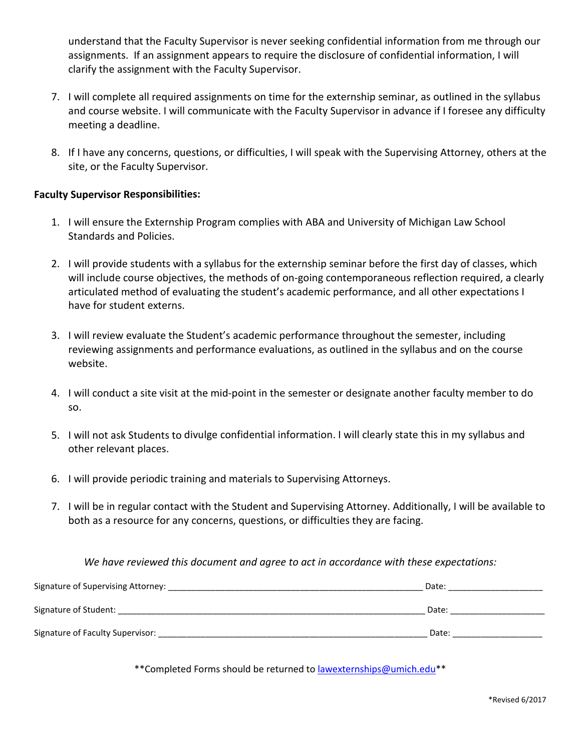understand that the Faculty Supervisor is never seeking confidential information from me through our assignments. If an assignment appears to require the disclosure of confidential information, I will clarify the assignment with the Faculty Supervisor.

7. I will complete all required assignments on time for the externship seminar, as outlined in the syllabus and course website. I will communicate with the Faculty Supervisor in advance if I foresee any difficulty meeting a deadline.

8. If I have any concerns, questions, or difficulties, I will speak with the Supervising Attorney, others at the site, or the Faculty Supervisor.

**Faculty Supervisor Responsibilities:**

1. I will ensure the Externship Program complies with ABA and University of Michigan Law School Standards and Policies.

2. I will provide students with a syllabus for the externship seminar before the first day of classes, which will include course objectives, the methods of on-going contemporaneous reflection required, a clearly articulated method of evaluating the student's academic performance, and all other expectations I have for student externs.

3. I will review evaluate the Student's academic performance throughout the semester, including reviewing assignments and performance evaluations, as outlined in the syllabus and on the course website.

4. I will conduct a site visit at the mid-point in the semester or designate another faculty member to do so.

5. I will not ask Students to divulge confidential information. I will clearly state this in my syllabus and other relevant places.

6. I will provide periodic training and materials to Supervising Attorneys.

7. I will be in regular contact with the Student and Supervising Attorney. Additionally, I will be available to both as a resource for any concerns, questions, or difficulties they are facing.

*We have reviewed this document and agree to act in accordance with these expectations:*

Signature of Supervising Attorney: ______________________________________________________ Date: ____________________

Signature of Student: _____________________________________________________________________ Date: ____________________

Signature of Faculty Supervisor: __________________________________________________________ Date: ___________________

**Completed Forms should be returned to lawexternships@umich.edu**

*Revised 6/2017